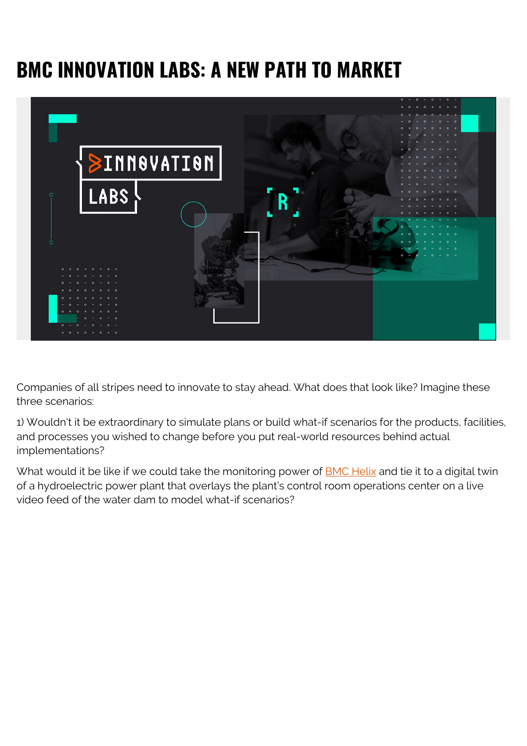# BMC INNOVATION LABS: A NEW PATH TO MARKET

Companies of all stripes need to innovate to stay ahead. What does that look like? Imagine these three scenarios:

1) Wouldn't it be extraordinary to simulate plans or build what-if scenarios for the products, facilities, and processes you wished to change before you put real-world resources behind actual implementations?

What would it be like if we could take the monitoring power of BMC Helix and tie it to a digital twin of a hydroelectric power plant that overlays the plant's control room operations center on a live video feed of the water dam to model what-if scenarios?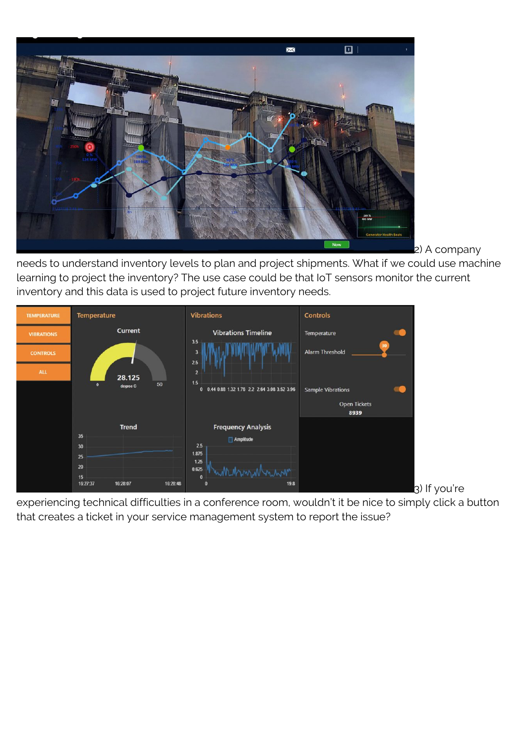2) A company needs to understand inventory levels to plan and project shipments. What if we could use machine learning to project the inventory? The use case could be that IoT sensors monitor the current inventory and this data is used to project future inventory needs.

3) If you're experiencing technical difficulties in a conference room, wouldn't it be nice to simply click a button that creates a ticket in your service management system to report the issue?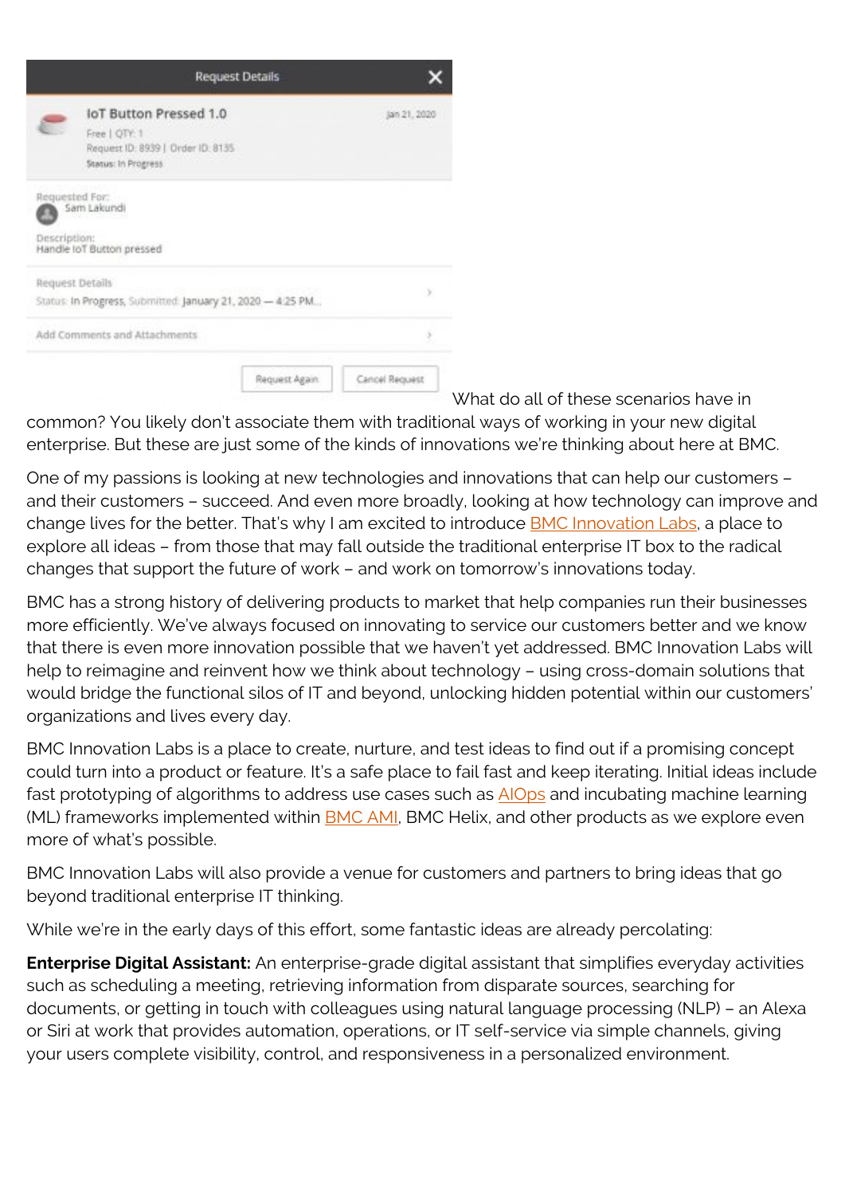What do all of these scenarios have in common? You likely don't associate them with traditional ways of working in your new digital enterprise. But these are just some of the kinds of innovations we're thinking about here at BMC.

One of my passions is looking at new technologies and innovations that can help our customers – and their customers – succeed. And even more broadly, looking at how technology can improve and change lives for the better. That's why I am excited to introduce BMC Innovation Labs, a place to explore all ideas – from those that may fall outside the traditional enterprise IT box to the radical changes that support the future of work – and work on tomorrow's innovations today.

BMC has a strong history of delivering products to market that help companies run their businesses more efficiently. We've always focused on innovating to service our customers better and we know that there is even more innovation possible that we haven't yet addressed. BMC Innovation Labs will help to reimagine and reinvent how we think about technology – using cross-domain solutions that would bridge the functional silos of IT and beyond, unlocking hidden potential within our customers' organizations and lives every day.

BMC Innovation Labs is a place to create, nurture, and test ideas to find out if a promising concept could turn into a product or feature. It's a safe place to fail fast and keep iterating. Initial ideas include fast prototyping of algorithms to address use cases such as AIOps and incubating machine learning (ML) frameworks implemented within BMC AMI, BMC Helix, and other products as we explore even more of what's possible.

BMC Innovation Labs will also provide a venue for customers and partners to bring ideas that go beyond traditional enterprise IT thinking.

While we're in the early days of this effort, some fantastic ideas are already percolating:

**Enterprise Digital Assistant:** An enterprise-grade digital assistant that simplifies everyday activities such as scheduling a meeting, retrieving information from disparate sources, searching for documents, or getting in touch with colleagues using natural language processing (NLP) – an Alexa or Siri at work that provides automation, operations, or IT self-service via simple channels, giving your users complete visibility, control, and responsiveness in a personalized environment.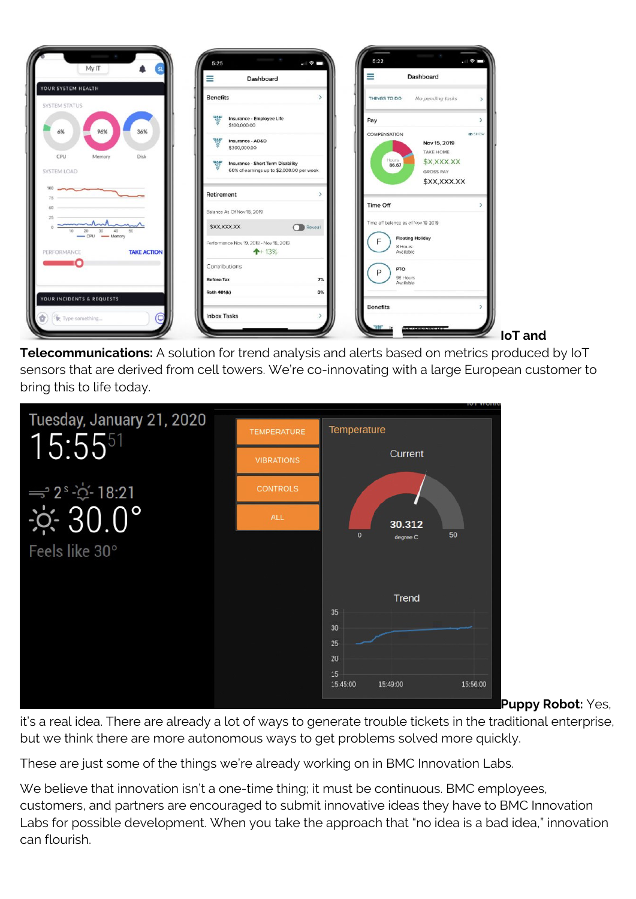**IoT and Telecommunications:** A solution for trend analysis and alerts based on metrics produced by IoT sensors that are derived from cell towers. We're co-innovating with a large European customer to bring this to life today.

**Puppy Robot:** Yes, it's a real idea. There are already a lot of ways to generate trouble tickets in the traditional enterprise, but we think there are more autonomous ways to get problems solved more quickly.

These are just some of the things we're already working on in BMC Innovation Labs.

We believe that innovation isn't a one-time thing; it must be continuous. BMC employees, customers, and partners are encouraged to submit innovative ideas they have to BMC Innovation Labs for possible development. When you take the approach that "no idea is a bad idea," innovation can flourish.